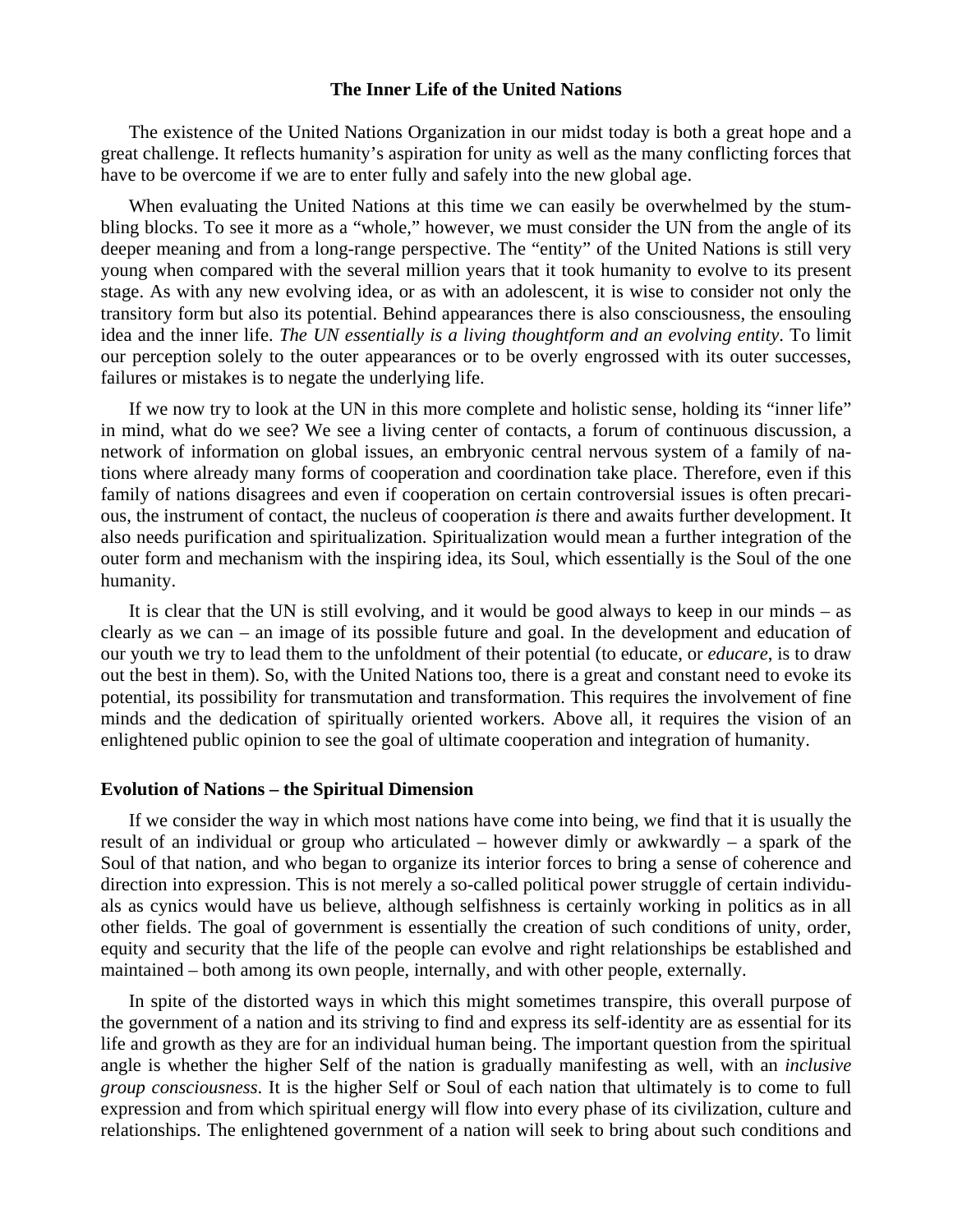# The Inner Life of the United Nations

The existence of the United Nations Organization in our midst today is both a great hope and a great challenge. It reflects humanity's aspiration for unity as well as the many conflicting forces that have to be overcome if we are to enter fully and safely into the new global age.

When evaluating the United Nations at this time we can easily be overwhelmed by the stumbling blocks. To see it more as a "whole," however, we must consider the UN from the angle of its deeper meaning and from a long-range perspective. The "entity" of the United Nations is still very young when compared with the several million years that it took humanity to evolve to its present stage. As with any new evolving idea, or as with an adolescent, it is wise to consider not only the transitory form but also its potential. Behind appearances there is also consciousness, the ensouling idea and the inner life. *The UN essentially is a living thoughtform and an evolving entity*. To limit our perception solely to the outer appearances or to be overly engrossed with its outer successes, failures or mistakes is to negate the underlying life.

If we now try to look at the UN in this more complete and holistic sense, holding its "inner life" in mind, what do we see? We see a living center of contacts, a forum of continuous discussion, a network of information on global issues, an embryonic central nervous system of a family of nations where already many forms of cooperation and coordination take place. Therefore, even if this family of nations disagrees and even if cooperation on certain controversial issues is often precarious, the instrument of contact, the nucleus of cooperation *is* there and awaits further development. It also needs purification and spiritualization. Spiritualization would mean a further integration of the outer form and mechanism with the inspiring idea, its Soul, which essentially is the Soul of the one humanity.

It is clear that the UN is still evolving, and it would be good always to keep in our minds – as clearly as we can – an image of its possible future and goal. In the development and education of our youth we try to lead them to the unfoldment of their potential (to educate, or *educare*, is to draw out the best in them). So, with the United Nations too, there is a great and constant need to evoke its potential, its possibility for transmutation and transformation. This requires the involvement of fine minds and the dedication of spiritually oriented workers. Above all, it requires the vision of an enlightened public opinion to see the goal of ultimate cooperation and integration of humanity.

## Evolution of Nations – the Spiritual Dimension

If we consider the way in which most nations have come into being, we find that it is usually the result of an individual or group who articulated – however dimly or awkwardly – a spark of the Soul of that nation, and who began to organize its interior forces to bring a sense of coherence and direction into expression. This is not merely a so-called political power struggle of certain individuals as cynics would have us believe, although selfishness is certainly working in politics as in all other fields. The goal of government is essentially the creation of such conditions of unity, order, equity and security that the life of the people can evolve and right relationships be established and maintained – both among its own people, internally, and with other people, externally.

In spite of the distorted ways in which this might sometimes transpire, this overall purpose of the government of a nation and its striving to find and express its self-identity are as essential for its life and growth as they are for an individual human being. The important question from the spiritual angle is whether the higher Self of the nation is gradually manifesting as well, with an *inclusive group consciousness*. It is the higher Self or Soul of each nation that ultimately is to come to full expression and from which spiritual energy will flow into every phase of its civilization, culture and relationships. The enlightened government of a nation will seek to bring about such conditions and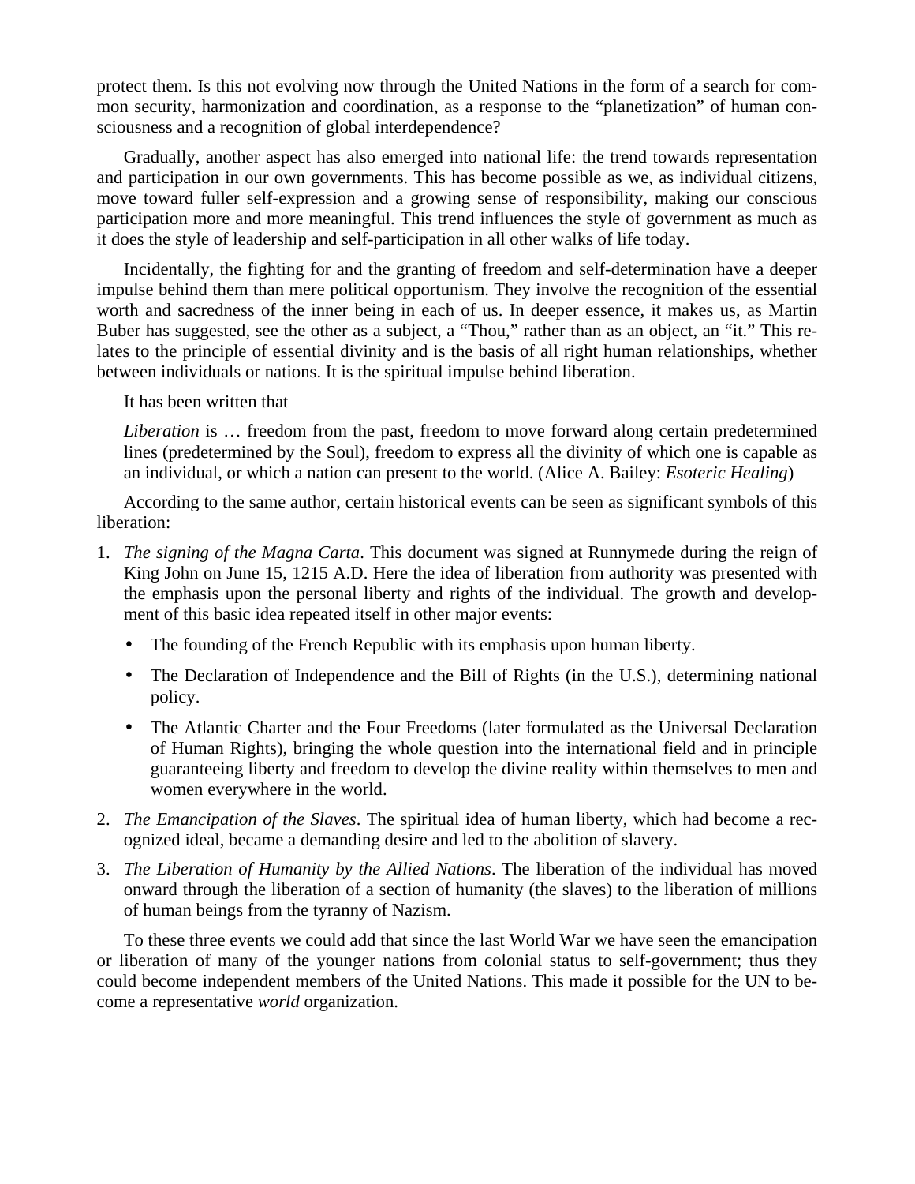protect them. Is this not evolving now through the United Nations in the form of a search for common security, harmonization and coordination, as a response to the "planetization" of human consciousness and a recognition of global interdependence?

Gradually, another aspect has also emerged into national life: the trend towards representation and participation in our own governments. This has become possible as we, as individual citizens, move toward fuller self-expression and a growing sense of responsibility, making our conscious participation more and more meaningful. This trend influences the style of government as much as it does the style of leadership and self-participation in all other walks of life today.

Incidentally, the fighting for and the granting of freedom and self-determination have a deeper impulse behind them than mere political opportunism. They involve the recognition of the essential worth and sacredness of the inner being in each of us. In deeper essence, it makes us, as Martin Buber has suggested, see the other as a subject, a "Thou," rather than as an object, an "it." This relates to the principle of essential divinity and is the basis of all right human relationships, whether between individuals or nations. It is the spiritual impulse behind liberation.

It has been written that

> *Liberation* is … freedom from the past, freedom to move forward along certain predetermined lines (predetermined by the Soul), freedom to express all the divinity of which one is capable as an individual, or which a nation can present to the world. (Alice A. Bailey: *Esoteric Healing*)

According to the same author, certain historical events can be seen as significant symbols of this liberation:

1. *The signing of the Magna Carta*. This document was signed at Runnymede during the reign of King John on June 15, 1215 A.D. Here the idea of liberation from authority was presented with the emphasis upon the personal liberty and rights of the individual. The growth and development of this basic idea repeated itself in other major events:
   - The founding of the French Republic with its emphasis upon human liberty.
   - The Declaration of Independence and the Bill of Rights (in the U.S.), determining national policy.
   - The Atlantic Charter and the Four Freedoms (later formulated as the Universal Declaration of Human Rights), bringing the whole question into the international field and in principle guaranteeing liberty and freedom to develop the divine reality within themselves to men and women everywhere in the world.
2. *The Emancipation of the Slaves*. The spiritual idea of human liberty, which had become a recognized ideal, became a demanding desire and led to the abolition of slavery.
3. *The Liberation of Humanity by the Allied Nations*. The liberation of the individual has moved onward through the liberation of a section of humanity (the slaves) to the liberation of millions of human beings from the tyranny of Nazism.

To these three events we could add that since the last World War we have seen the emancipation or liberation of many of the younger nations from colonial status to self-government; thus they could become independent members of the United Nations. This made it possible for the UN to become a representative *world* organization.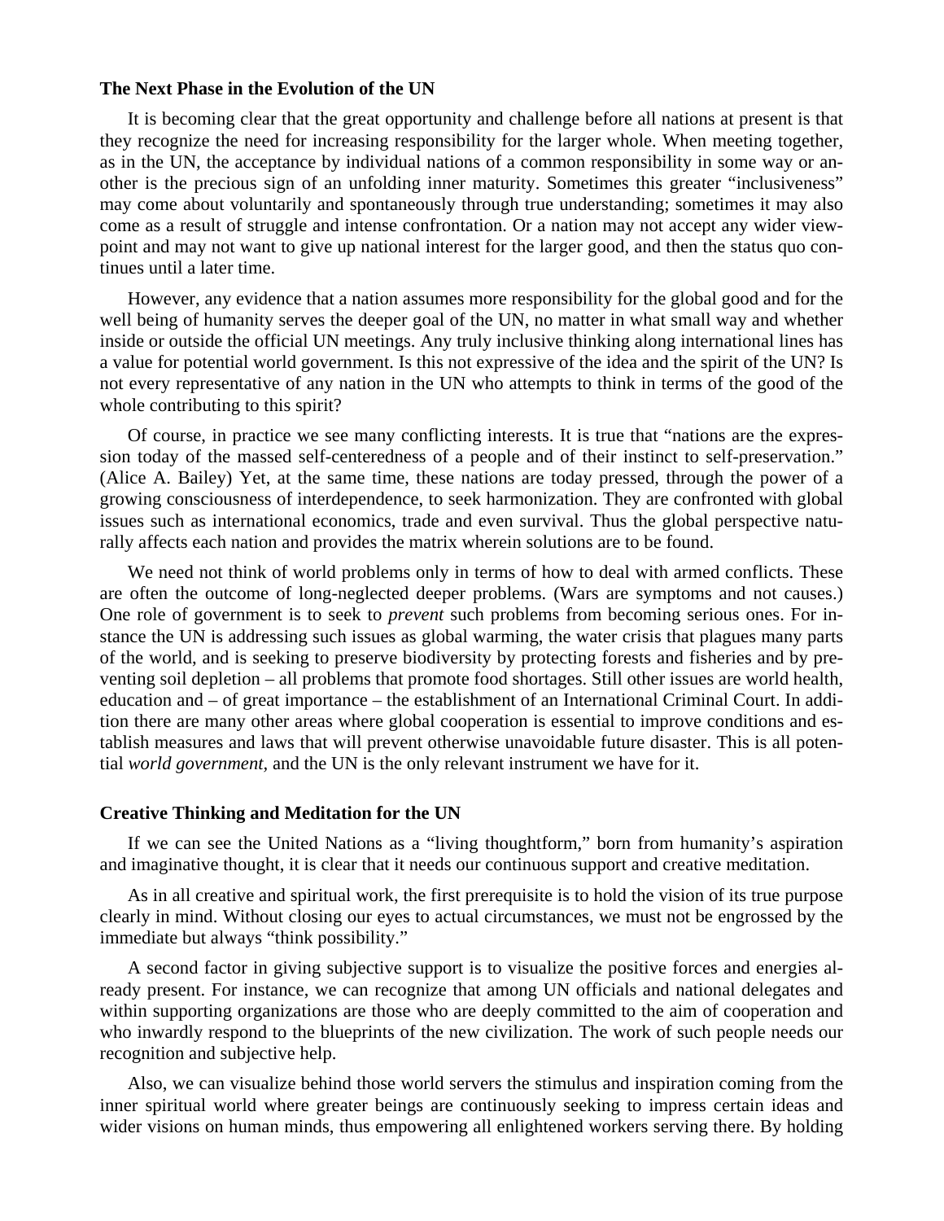### The Next Phase in the Evolution of the UN

It is becoming clear that the great opportunity and challenge before all nations at present is that they recognize the need for increasing responsibility for the larger whole. When meeting together, as in the UN, the acceptance by individual nations of a common responsibility in some way or another is the precious sign of an unfolding inner maturity. Sometimes this greater "inclusiveness" may come about voluntarily and spontaneously through true understanding; sometimes it may also come as a result of struggle and intense confrontation. Or a nation may not accept any wider viewpoint and may not want to give up national interest for the larger good, and then the status quo continues until a later time.

However, any evidence that a nation assumes more responsibility for the global good and for the well being of humanity serves the deeper goal of the UN, no matter in what small way and whether inside or outside the official UN meetings. Any truly inclusive thinking along international lines has a value for potential world government. Is this not expressive of the idea and the spirit of the UN? Is not every representative of any nation in the UN who attempts to think in terms of the good of the whole contributing to this spirit?

Of course, in practice we see many conflicting interests. It is true that "nations are the expression today of the massed self-centeredness of a people and of their instinct to self-preservation." (Alice A. Bailey) Yet, at the same time, these nations are today pressed, through the power of a growing consciousness of interdependence, to seek harmonization. They are confronted with global issues such as international economics, trade and even survival. Thus the global perspective naturally affects each nation and provides the matrix wherein solutions are to be found.

We need not think of world problems only in terms of how to deal with armed conflicts. These are often the outcome of long-neglected deeper problems. (Wars are symptoms and not causes.) One role of government is to seek to *prevent* such problems from becoming serious ones. For instance the UN is addressing such issues as global warming, the water crisis that plagues many parts of the world, and is seeking to preserve biodiversity by protecting forests and fisheries and by preventing soil depletion – all problems that promote food shortages. Still other issues are world health, education and – of great importance – the establishment of an International Criminal Court. In addition there are many other areas where global cooperation is essential to improve conditions and establish measures and laws that will prevent otherwise unavoidable future disaster. This is all potential *world government,* and the UN is the only relevant instrument we have for it.

### Creative Thinking and Meditation for the UN

If we can see the United Nations as a "living thoughtform," born from humanity's aspiration and imaginative thought, it is clear that it needs our continuous support and creative meditation.

As in all creative and spiritual work, the first prerequisite is to hold the vision of its true purpose clearly in mind. Without closing our eyes to actual circumstances, we must not be engrossed by the immediate but always "think possibility."

A second factor in giving subjective support is to visualize the positive forces and energies already present. For instance, we can recognize that among UN officials and national delegates and within supporting organizations are those who are deeply committed to the aim of cooperation and who inwardly respond to the blueprints of the new civilization. The work of such people needs our recognition and subjective help.

Also, we can visualize behind those world servers the stimulus and inspiration coming from the inner spiritual world where greater beings are continuously seeking to impress certain ideas and wider visions on human minds, thus empowering all enlightened workers serving there. By holding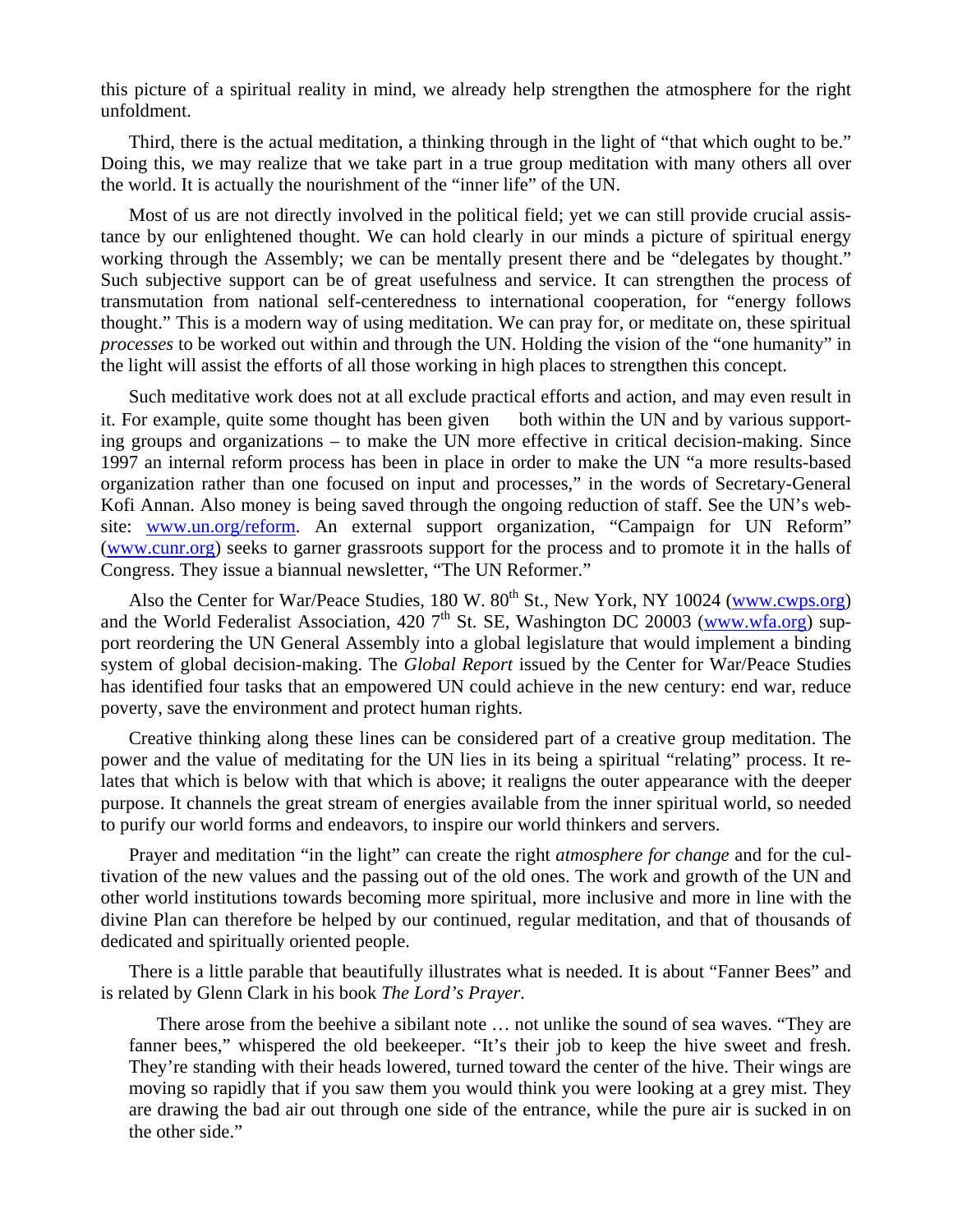this picture of a spiritual reality in mind, we already help strengthen the atmosphere for the right unfoldment.

Third, there is the actual meditation, a thinking through in the light of "that which ought to be." Doing this, we may realize that we take part in a true group meditation with many others all over the world. It is actually the nourishment of the "inner life" of the UN.

Most of us are not directly involved in the political field; yet we can still provide crucial assistance by our enlightened thought. We can hold clearly in our minds a picture of spiritual energy working through the Assembly; we can be mentally present there and be "delegates by thought." Such subjective support can be of great usefulness and service. It can strengthen the process of transmutation from national self-centeredness to international cooperation, for "energy follows thought." This is a modern way of using meditation. We can pray for, or meditate on, these spiritual *processes* to be worked out within and through the UN. Holding the vision of the "one humanity" in the light will assist the efforts of all those working in high places to strengthen this concept.

Such meditative work does not at all exclude practical efforts and action, and may even result in it. For example, quite some thought has been given both within the UN and by various supporting groups and organizations – to make the UN more effective in critical decision-making. Since 1997 an internal reform process has been in place in order to make the UN "a more results-based organization rather than one focused on input and processes," in the words of Secretary-General Kofi Annan. Also money is being saved through the ongoing reduction of staff. See the UN's website: www.un.org/reform. An external support organization, "Campaign for UN Reform" (www.cunr.org) seeks to garner grassroots support for the process and to promote it in the halls of Congress. They issue a biannual newsletter, "The UN Reformer."

Also the Center for War/Peace Studies, 180 W. 80th St., New York, NY 10024 (www.cwps.org) and the World Federalist Association, 420 7th St. SE, Washington DC 20003 (www.wfa.org) support reordering the UN General Assembly into a global legislature that would implement a binding system of global decision-making. The *Global Report* issued by the Center for War/Peace Studies has identified four tasks that an empowered UN could achieve in the new century: end war, reduce poverty, save the environment and protect human rights.

Creative thinking along these lines can be considered part of a creative group meditation. The power and the value of meditating for the UN lies in its being a spiritual "relating" process. It relates that which is below with that which is above; it realigns the outer appearance with the deeper purpose. It channels the great stream of energies available from the inner spiritual world, so needed to purify our world forms and endeavors, to inspire our world thinkers and servers.

Prayer and meditation "in the light" can create the right *atmosphere for change* and for the cultivation of the new values and the passing out of the old ones. The work and growth of the UN and other world institutions towards becoming more spiritual, more inclusive and more in line with the divine Plan can therefore be helped by our continued, regular meditation, and that of thousands of dedicated and spiritually oriented people.

There is a little parable that beautifully illustrates what is needed. It is about "Fanner Bees" and is related by Glenn Clark in his book *The Lord's Prayer*.

> There arose from the beehive a sibilant note … not unlike the sound of sea waves. "They are fanner bees," whispered the old beekeeper. "It's their job to keep the hive sweet and fresh. They're standing with their heads lowered, turned toward the center of the hive. Their wings are moving so rapidly that if you saw them you would think you were looking at a grey mist. They are drawing the bad air out through one side of the entrance, while the pure air is sucked in on the other side."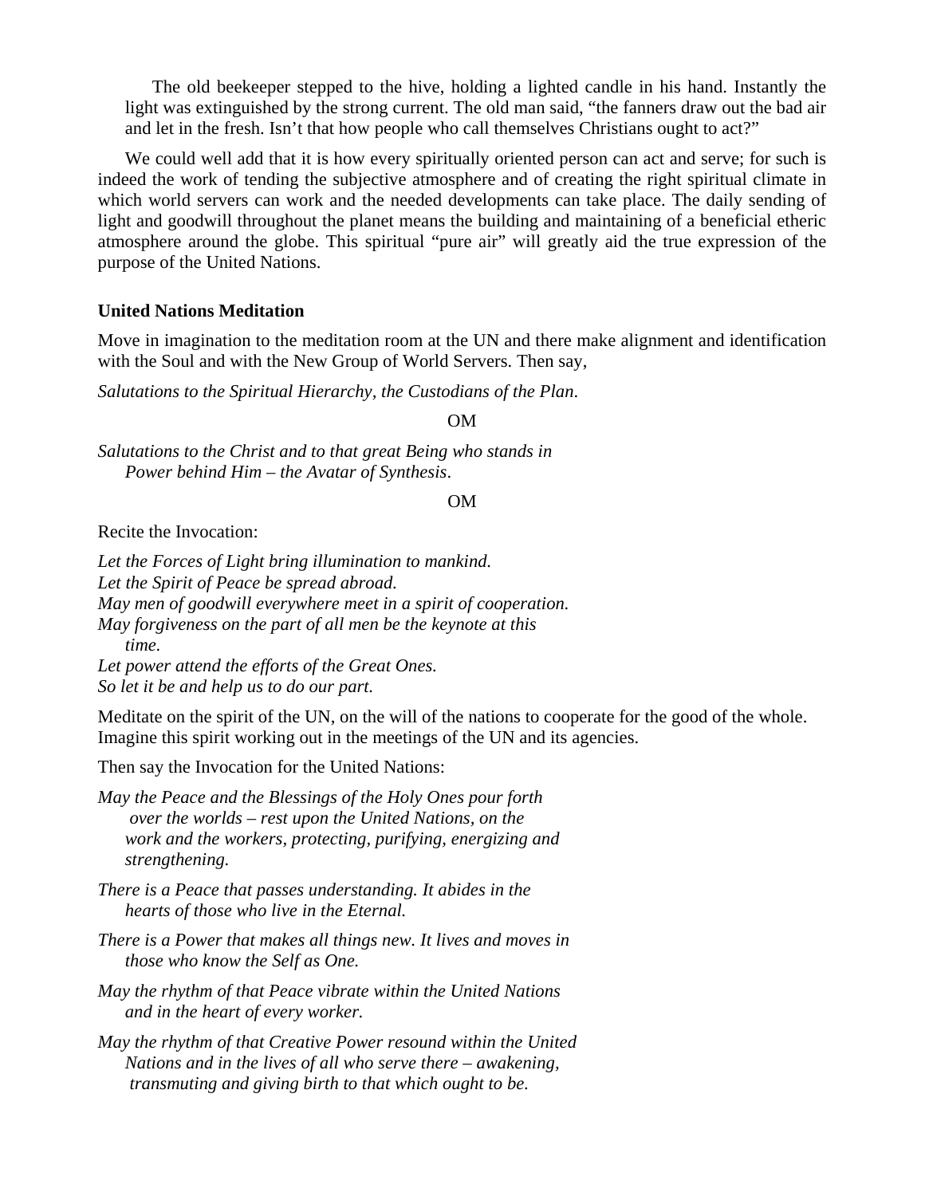The old beekeeper stepped to the hive, holding a lighted candle in his hand. Instantly the light was extinguished by the strong current. The old man said, "the fanners draw out the bad air and let in the fresh. Isn't that how people who call themselves Christians ought to act?"

We could well add that it is how every spiritually oriented person can act and serve; for such is indeed the work of tending the subjective atmosphere and of creating the right spiritual climate in which world servers can work and the needed developments can take place. The daily sending of light and goodwill throughout the planet means the building and maintaining of a beneficial etheric atmosphere around the globe. This spiritual "pure air" will greatly aid the true expression of the purpose of the United Nations.

**United Nations Meditation**

Move in imagination to the meditation room at the UN and there make alignment and identification with the Soul and with the New Group of World Servers. Then say,

*Salutations to the Spiritual Hierarchy, the Custodians of the Plan.*

OM

*Salutations to the Christ and to that great Being who stands in Power behind Him – the Avatar of Synthesis.*

OM

Recite the Invocation:

*Let the Forces of Light bring illumination to mankind.*
*Let the Spirit of Peace be spread abroad.*
*May men of goodwill everywhere meet in a spirit of cooperation.*
*May forgiveness on the part of all men be the keynote at this time.*
*Let power attend the efforts of the Great Ones.*
*So let it be and help us to do our part.*

Meditate on the spirit of the UN, on the will of the nations to cooperate for the good of the whole. Imagine this spirit working out in the meetings of the UN and its agencies.

Then say the Invocation for the United Nations:

*May the Peace and the Blessings of the Holy Ones pour forth over the worlds – rest upon the United Nations, on the work and the workers, protecting, purifying, energizing and strengthening.*

*There is a Peace that passes understanding. It abides in the hearts of those who live in the Eternal.*

*There is a Power that makes all things new. It lives and moves in those who know the Self as One.*

*May the rhythm of that Peace vibrate within the United Nations and in the heart of every worker.*

*May the rhythm of that Creative Power resound within the United Nations and in the lives of all who serve there – awakening, transmuting and giving birth to that which ought to be.*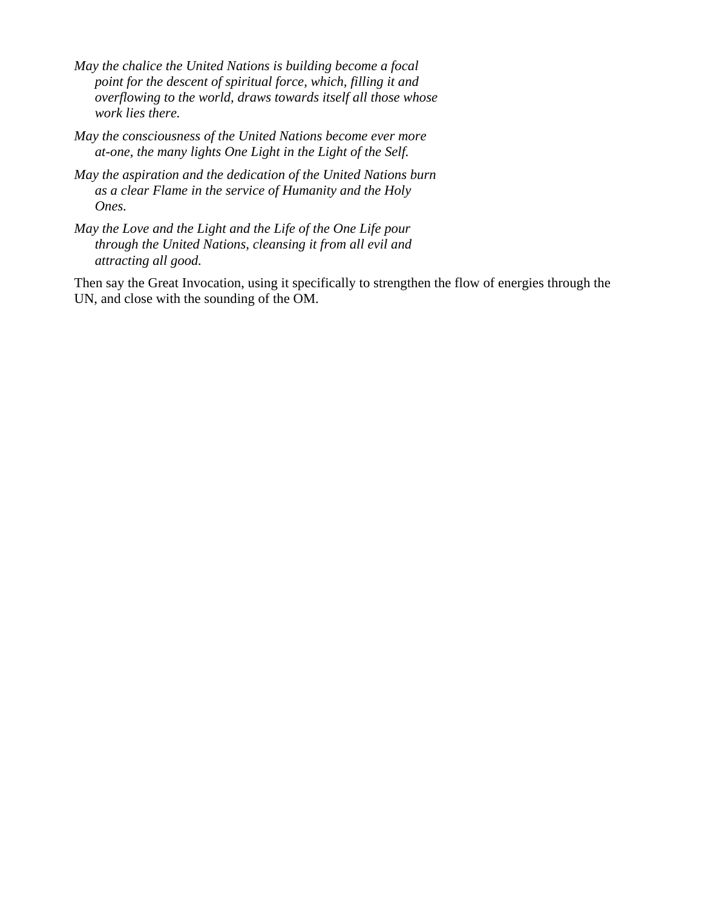*May the chalice the United Nations is building become a focal point for the descent of spiritual force, which, filling it and overflowing to the world, draws towards itself all those whose work lies there.*

*May the consciousness of the United Nations become ever more at-one, the many lights One Light in the Light of the Self.*

*May the aspiration and the dedication of the United Nations burn as a clear Flame in the service of Humanity and the Holy Ones.*

*May the Love and the Light and the Life of the One Life pour through the United Nations, cleansing it from all evil and attracting all good.*

Then say the Great Invocation, using it specifically to strengthen the flow of energies through the UN, and close with the sounding of the OM.